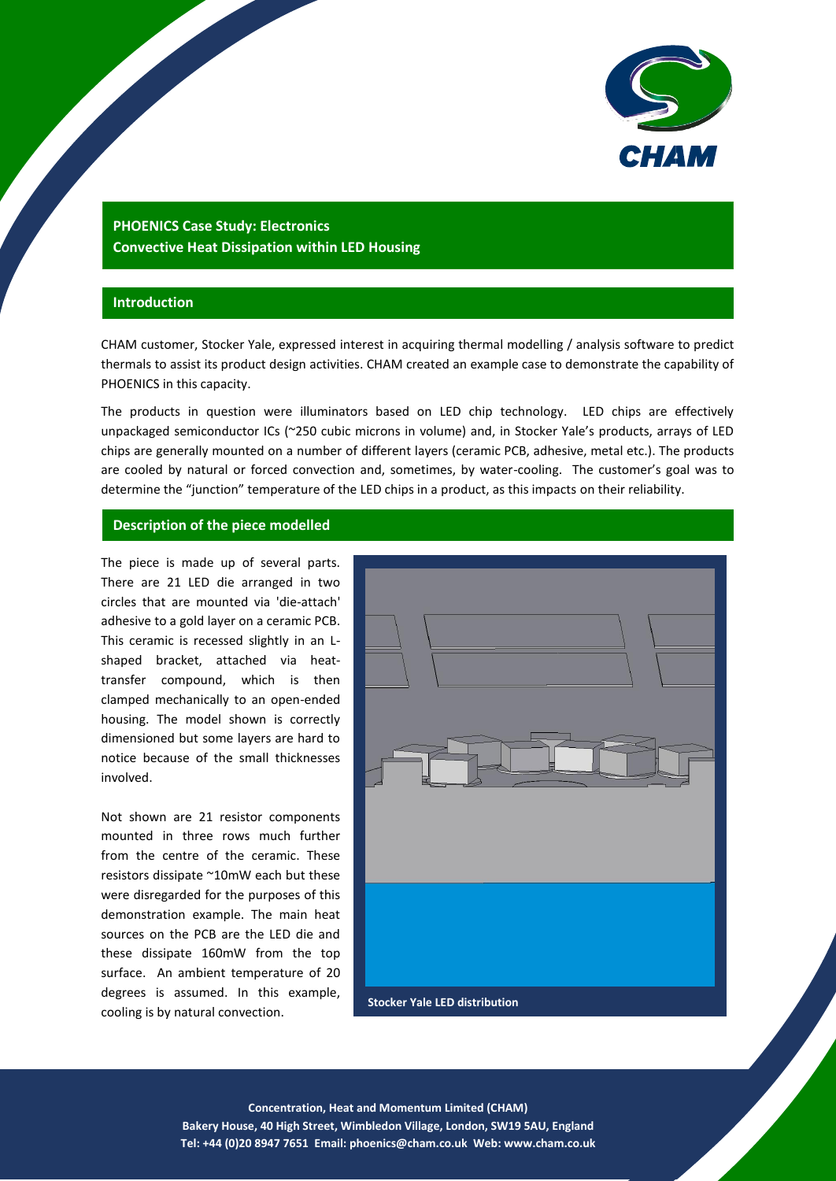# PHOENICS Case Study: Electronics
## Convective Heat Dissipation within LED Housing

## Introduction

CHAM customer, Stocker Yale, expressed interest in acquiring thermal modelling / analysis software to predict thermals to assist its product design activities. CHAM created an example case to demonstrate the capability of PHOENICS in this capacity.

The products in question were illuminators based on LED chip technology. LED chips are effectively unpackaged semiconductor ICs (~250 cubic microns in volume) and, in Stocker Yale's products, arrays of LED chips are generally mounted on a number of different layers (ceramic PCB, adhesive, metal etc.). The products are cooled by natural or forced convection and, sometimes, by water-cooling. The customer's goal was to determine the "junction" temperature of the LED chips in a product, as this impacts on their reliability.

## Description of the piece modelled

The piece is made up of several parts. There are 21 LED die arranged in two circles that are mounted via 'die-attach' adhesive to a gold layer on a ceramic PCB. This ceramic is recessed slightly in an L-shaped bracket, attached via heat-transfer compound, which is then clamped mechanically to an open-ended housing. The model shown is correctly dimensioned but some layers are hard to notice because of the small thicknesses involved.

Not shown are 21 resistor components mounted in three rows much further from the centre of the ceramic. These resistors dissipate ~10mW each but these were disregarded for the purposes of this demonstration example. The main heat sources on the PCB are the LED die and these dissipate 160mW from the top surface. An ambient temperature of 20 degrees is assumed. In this example, cooling is by natural convection.

Stocker Yale LED distribution

Concentration, Heat and Momentum Limited (CHAM)
Bakery House, 40 High Street, Wimbledon Village, London, SW19 5AU, England
Tel: +44 (0)20 8947 7651 Email: phoenics@cham.co.uk Web: www.cham.co.uk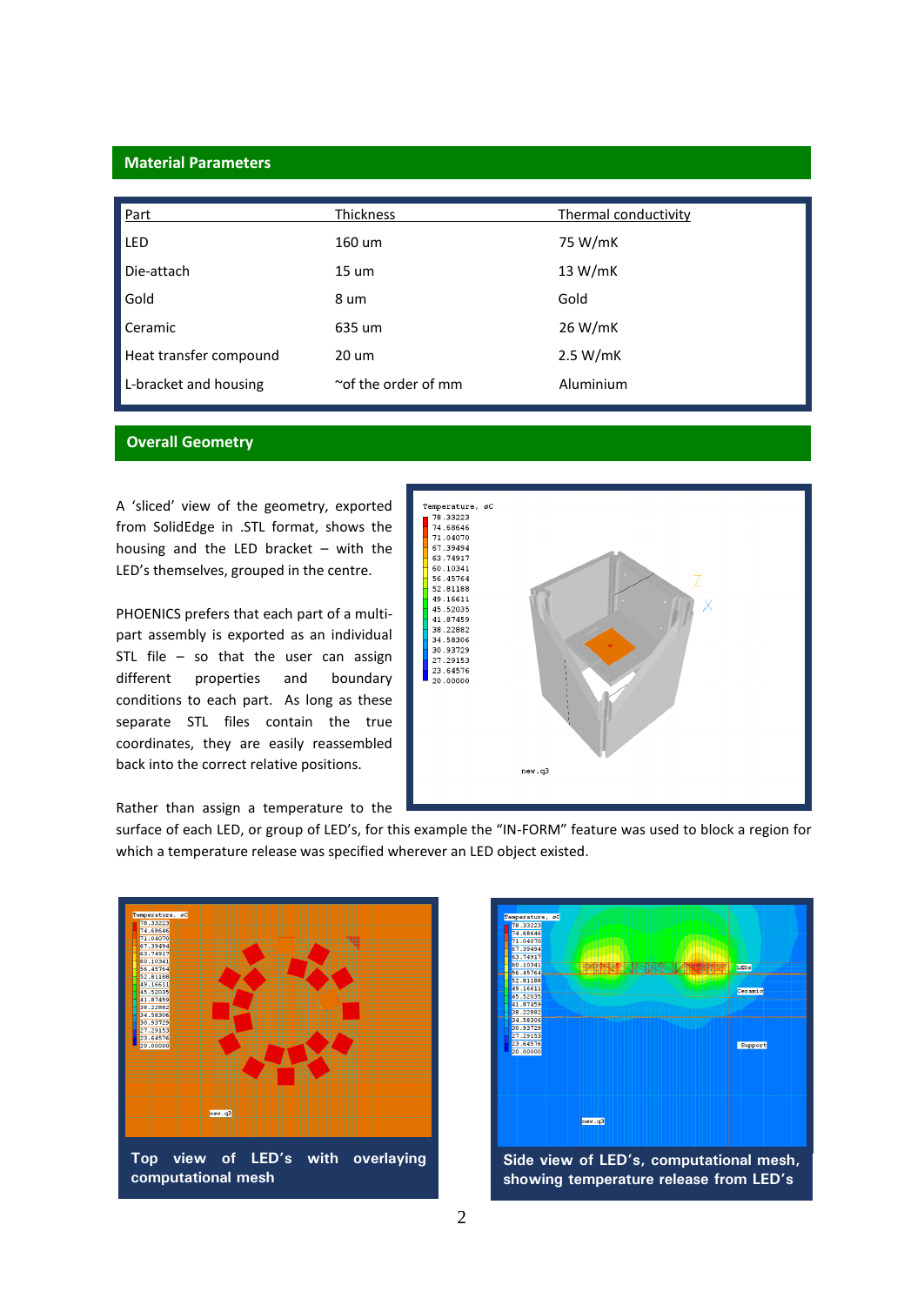## Material Parameters

| Part | Thickness | Thermal conductivity |
|---|---|---|
| LED | 160 um | 75 W/mK |
| Die-attach | 15 um | 13 W/mK |
| Gold | 8 um | Gold |
| Ceramic | 635 um | 26 W/mK |
| Heat transfer compound | 20 um | 2.5 W/mK |
| L-bracket and housing | ~of the order of mm | Aluminium |

## Overall Geometry

A 'sliced' view of the geometry, exported from SolidEdge in .STL format, shows the housing and the LED bracket – with the LED's themselves, grouped in the centre.

PHOENICS prefers that each part of a multi-part assembly is exported as an individual STL file – so that the user can assign different properties and boundary conditions to each part. As long as these separate STL files contain the true coordinates, they are easily reassembled back into the correct relative positions.

Rather than assign a temperature to the surface of each LED, or group of LED's, for this example the "IN-FORM" feature was used to block a region for which a temperature release was specified wherever an LED object existed.

**Top view of LED's with overlaying computational mesh**

**Side view of LED's, computational mesh, showing temperature release from LED's**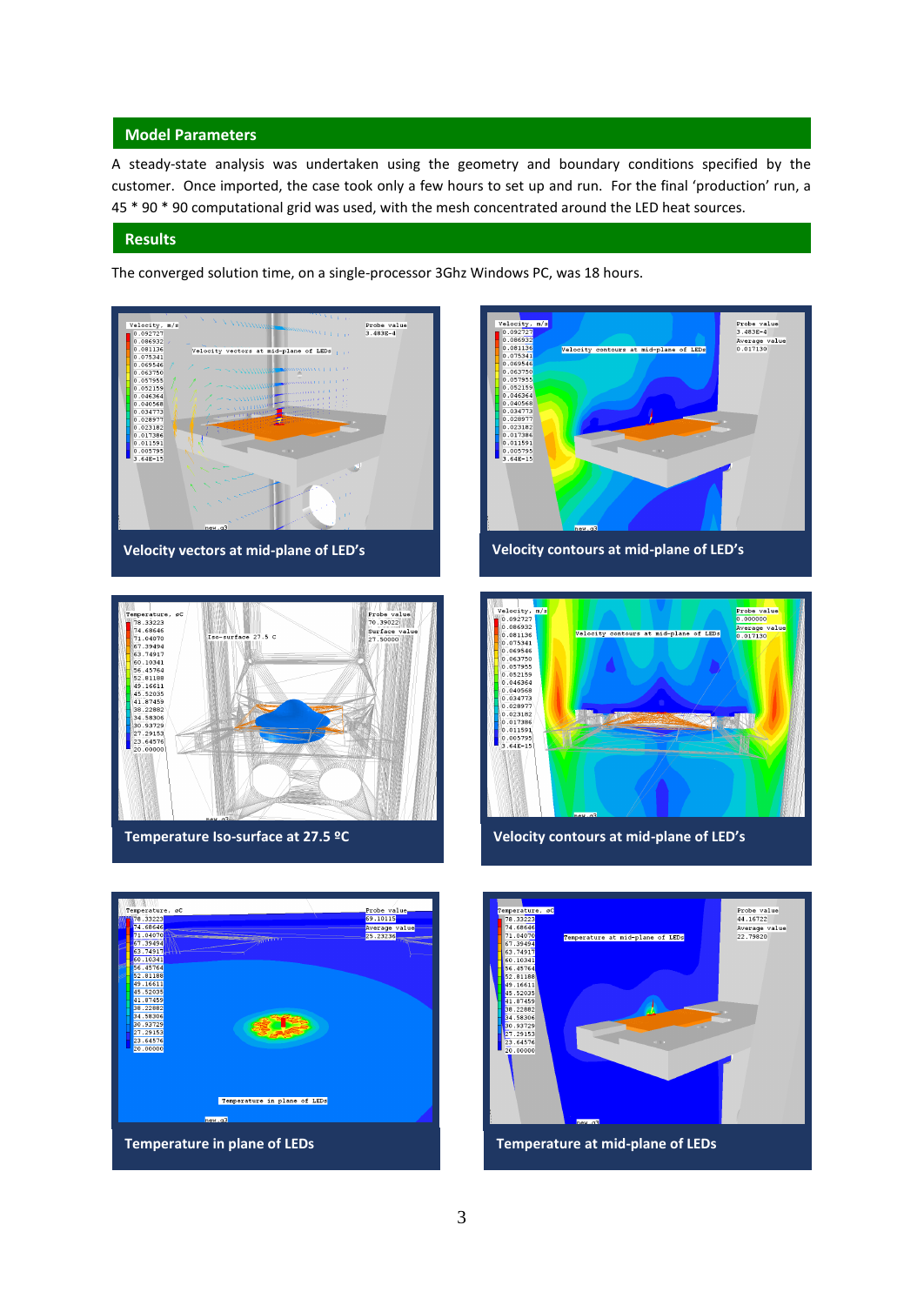## Model Parameters

A steady-state analysis was undertaken using the geometry and boundary conditions specified by the customer. Once imported, the case took only a few hours to set up and run. For the final 'production' run, a 45 * 90 * 90 computational grid was used, with the mesh concentrated around the LED heat sources.

## Results

The converged solution time, on a single-processor 3Ghz Windows PC, was 18 hours.

**Velocity vectors at mid-plane of LED's**

**Velocity contours at mid-plane of LED's**

**Temperature Iso-surface at 27.5 ºC**

**Velocity contours at mid-plane of LED's**

**Temperature in plane of LEDs**

**Temperature at mid-plane of LEDs**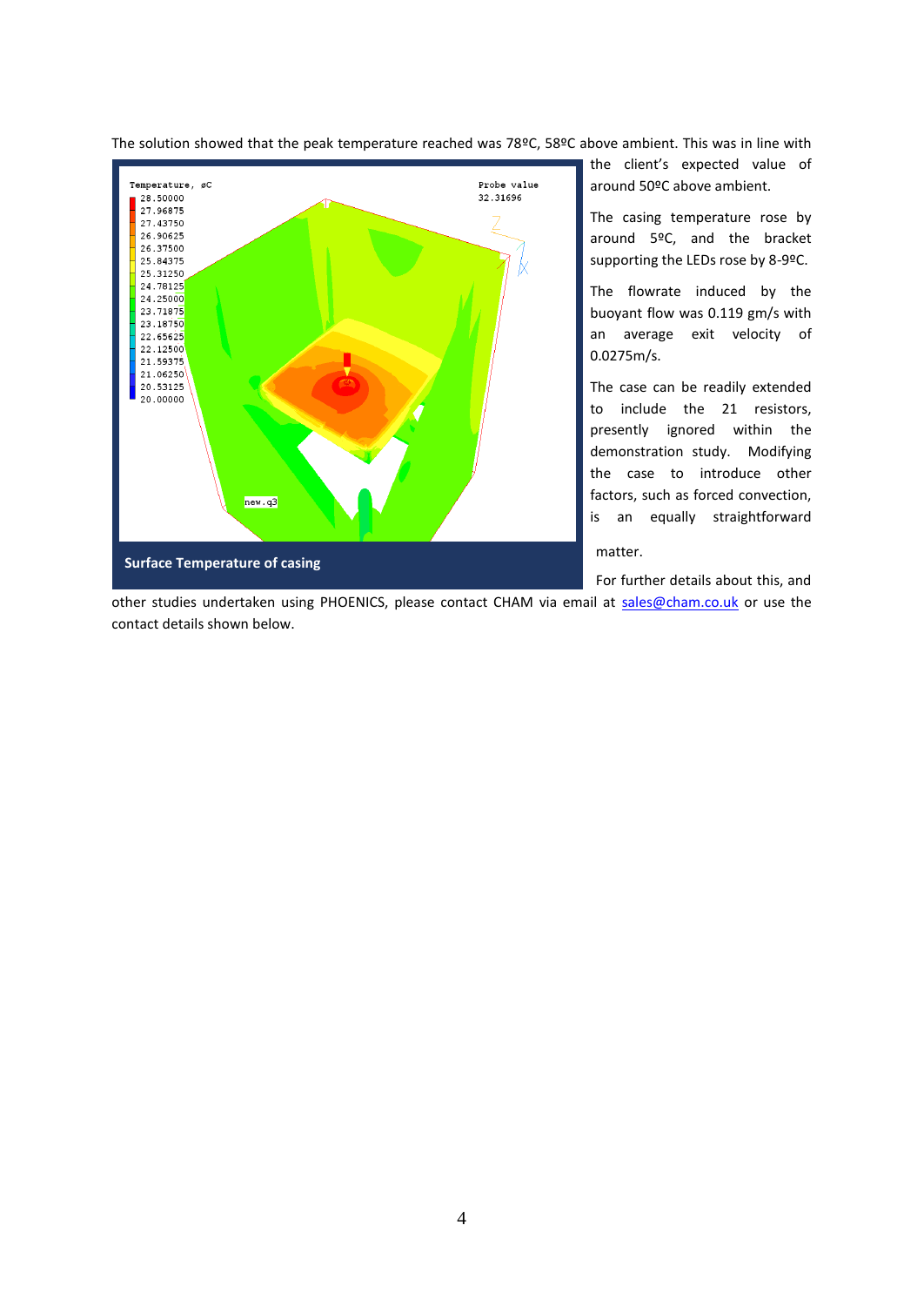The solution showed that the peak temperature reached was 78ºC, 58ºC above ambient. This was in line with the client's expected value of around 50ºC above ambient.

Temperature, øC
28.50000
27.96875
27.43750
26.90625
26.37500
25.84375
25.31250
24.78125
24.25000
23.71875
23.18750
22.65625
22.12500
21.59375
21.06250
20.53125
20.00000

Probe value
32.31696

new.q3

**Surface Temperature of casing**

The casing temperature rose by around 5ºC, and the bracket supporting the LEDs rose by 8-9ºC.

The flowrate induced by the buoyant flow was 0.119 gm/s with an average exit velocity of 0.0275m/s.

The case can be readily extended to include the 21 resistors, presently ignored within the demonstration study. Modifying the case to introduce other factors, such as forced convection, is an equally straightforward matter.

For further details about this, and other studies undertaken using PHOENICS, please contact CHAM via email at sales@cham.co.uk or use the contact details shown below.